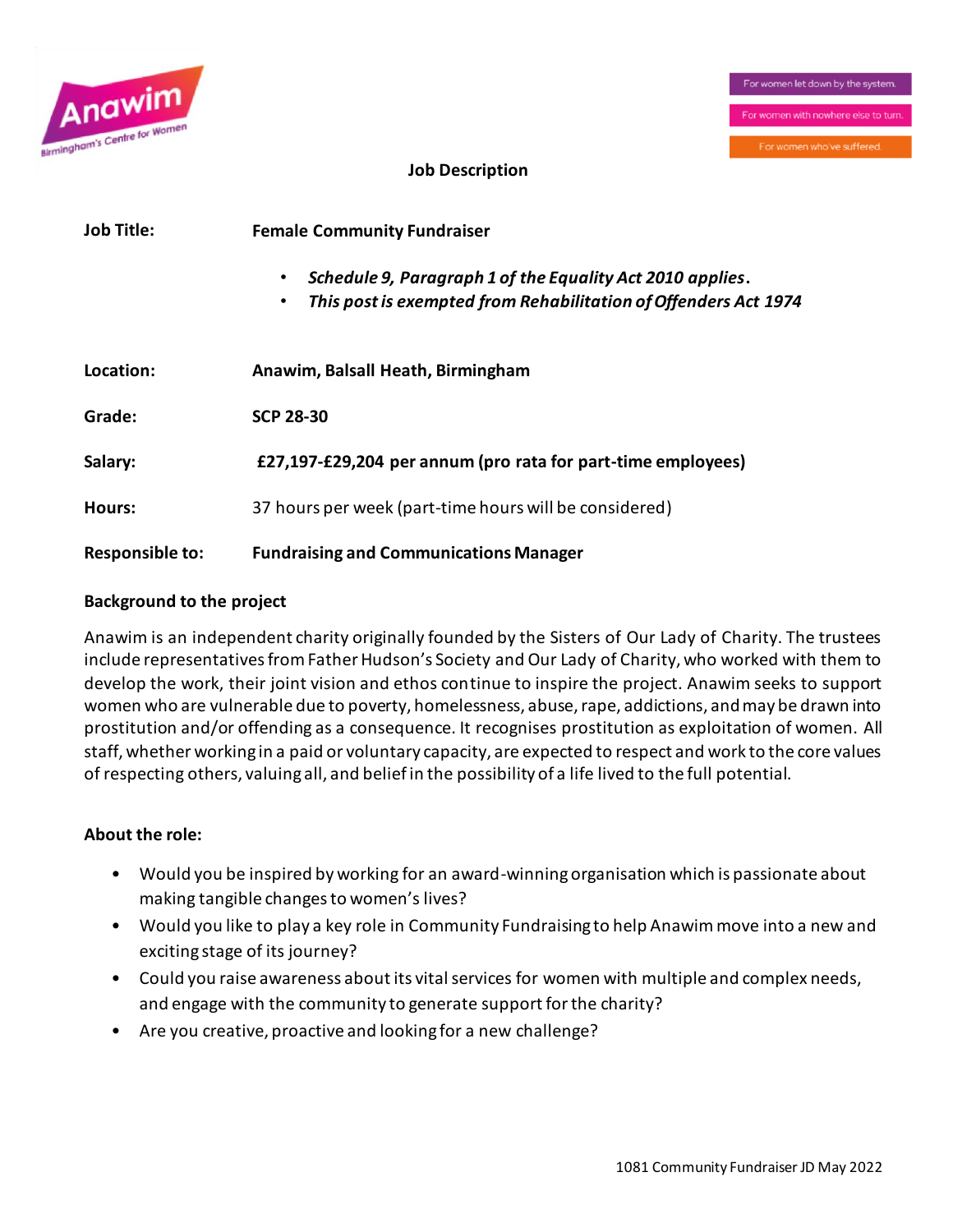Anawim
Birmingham's Centre for Women

For women let down by the system.
For women with nowhere else to turn.
For women who've suffered.

# Job Description

| | |
|---|---|
| **Job Title:** | **Female Community Fundraiser** |
| | • ***Schedule 9, Paragraph 1 of the Equality Act 2010 applies.*** <br> • ***This post is exempted from Rehabilitation of Offenders Act 1974*** |
| **Location:** | **Anawim, Balsall Heath, Birmingham** |
| **Grade:** | **SCP 28-30** |
| **Salary:** | **£27,197-£29,204 per annum (pro rata for part-time employees)** |
| **Hours:** | 37 hours per week (part-time hours will be considered) |
| **Responsible to:** | **Fundraising and Communications Manager** |

### Background to the project

Anawim is an independent charity originally founded by the Sisters of Our Lady of Charity. The trustees include representatives from Father Hudson's Society and Our Lady of Charity, who worked with them to develop the work, their joint vision and ethos continue to inspire the project. Anawim seeks to support women who are vulnerable due to poverty, homelessness, abuse, rape, addictions, and may be drawn into prostitution and/or offending as a consequence. It recognises prostitution as exploitation of women. All staff, whether working in a paid or voluntary capacity, are expected to respect and work to the core values of respecting others, valuing all, and belief in the possibility of a life lived to the full potential.

### About the role:

- Would you be inspired by working for an award-winning organisation which is passionate about making tangible changes to women's lives?
- Would you like to play a key role in Community Fundraising to help Anawim move into a new and exciting stage of its journey?
- Could you raise awareness about its vital services for women with multiple and complex needs, and engage with the community to generate support for the charity?
- Are you creative, proactive and looking for a new challenge?

1081 Community Fundraiser JD May 2022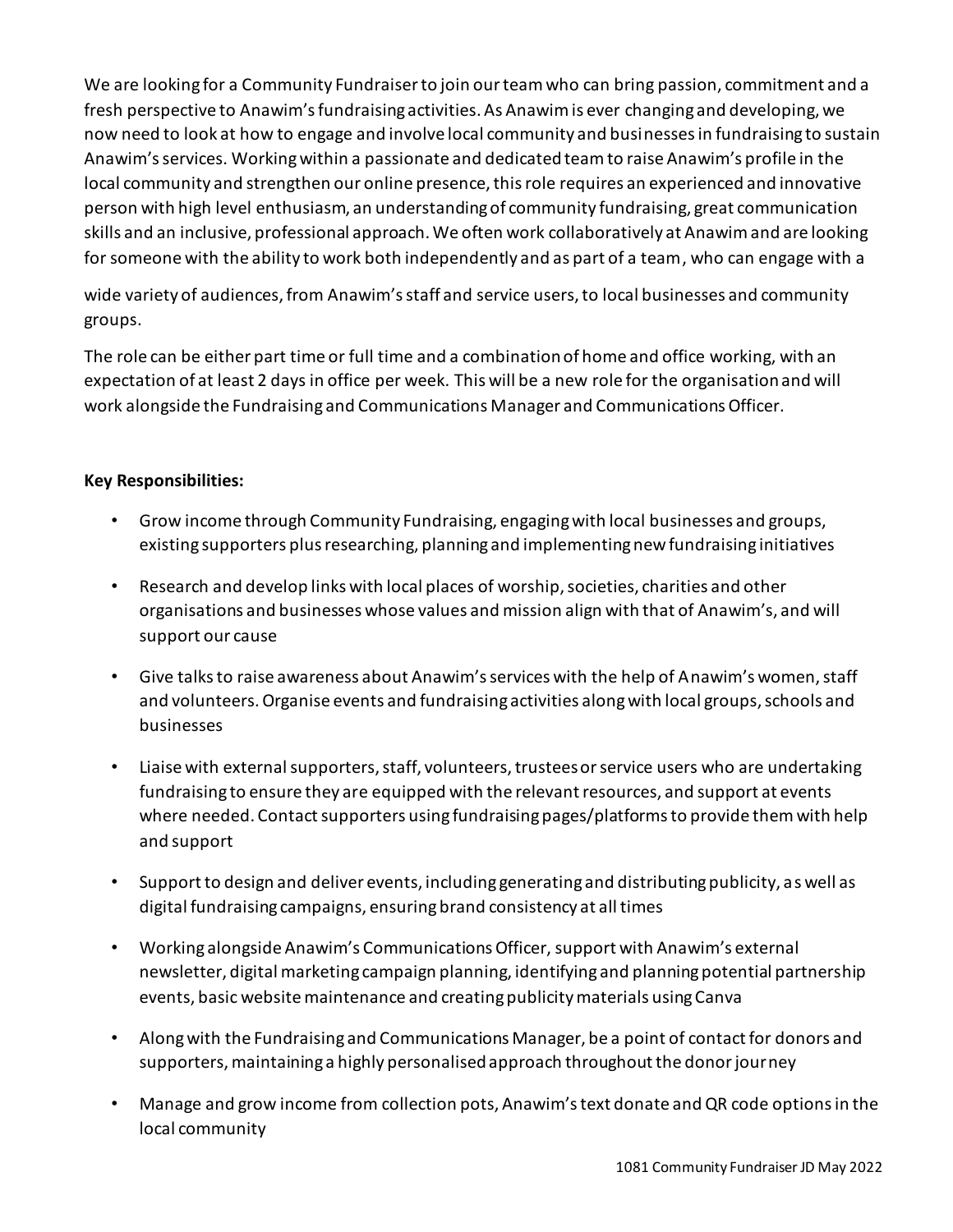We are looking for a Community Fundraiser to join our team who can bring passion, commitment and a fresh perspective to Anawim's fundraising activities. As Anawim is ever changing and developing, we now need to look at how to engage and involve local community and businesses in fundraising to sustain Anawim's services. Working within a passionate and dedicated team to raise Anawim's profile in the local community and strengthen our online presence, this role requires an experienced and innovative person with high level enthusiasm, an understanding of community fundraising, great communication skills and an inclusive, professional approach. We often work collaboratively at Anawim and are looking for someone with the ability to work both independently and as part of a team, who can engage with a wide variety of audiences, from Anawim's staff and service users, to local businesses and community groups.

The role can be either part time or full time and a combination of home and office working, with an expectation of at least 2 days in office per week. This will be a new role for the organisation and will work alongside the Fundraising and Communications Manager and Communications Officer.

**Key Responsibilities:**

- Grow income through Community Fundraising, engaging with local businesses and groups, existing supporters plus researching, planning and implementing new fundraising initiatives
- Research and develop links with local places of worship, societies, charities and other organisations and businesses whose values and mission align with that of Anawim's, and will support our cause
- Give talks to raise awareness about Anawim's services with the help of Anawim's women, staff and volunteers. Organise events and fundraising activities along with local groups, schools and businesses
- Liaise with external supporters, staff, volunteers, trustees or service users who are undertaking fundraising to ensure they are equipped with the relevant resources, and support at events where needed. Contact supporters using fundraising pages/platforms to provide them with help and support
- Support to design and deliver events, including generating and distributing publicity, as well as digital fundraising campaigns, ensuring brand consistency at all times
- Working alongside Anawim's Communications Officer, support with Anawim's external newsletter, digital marketing campaign planning, identifying and planning potential partnership events, basic website maintenance and creating publicity materials using Canva
- Along with the Fundraising and Communications Manager, be a point of contact for donors and supporters, maintaining a highly personalised approach throughout the donor journey
- Manage and grow income from collection pots, Anawim's text donate and QR code options in the local community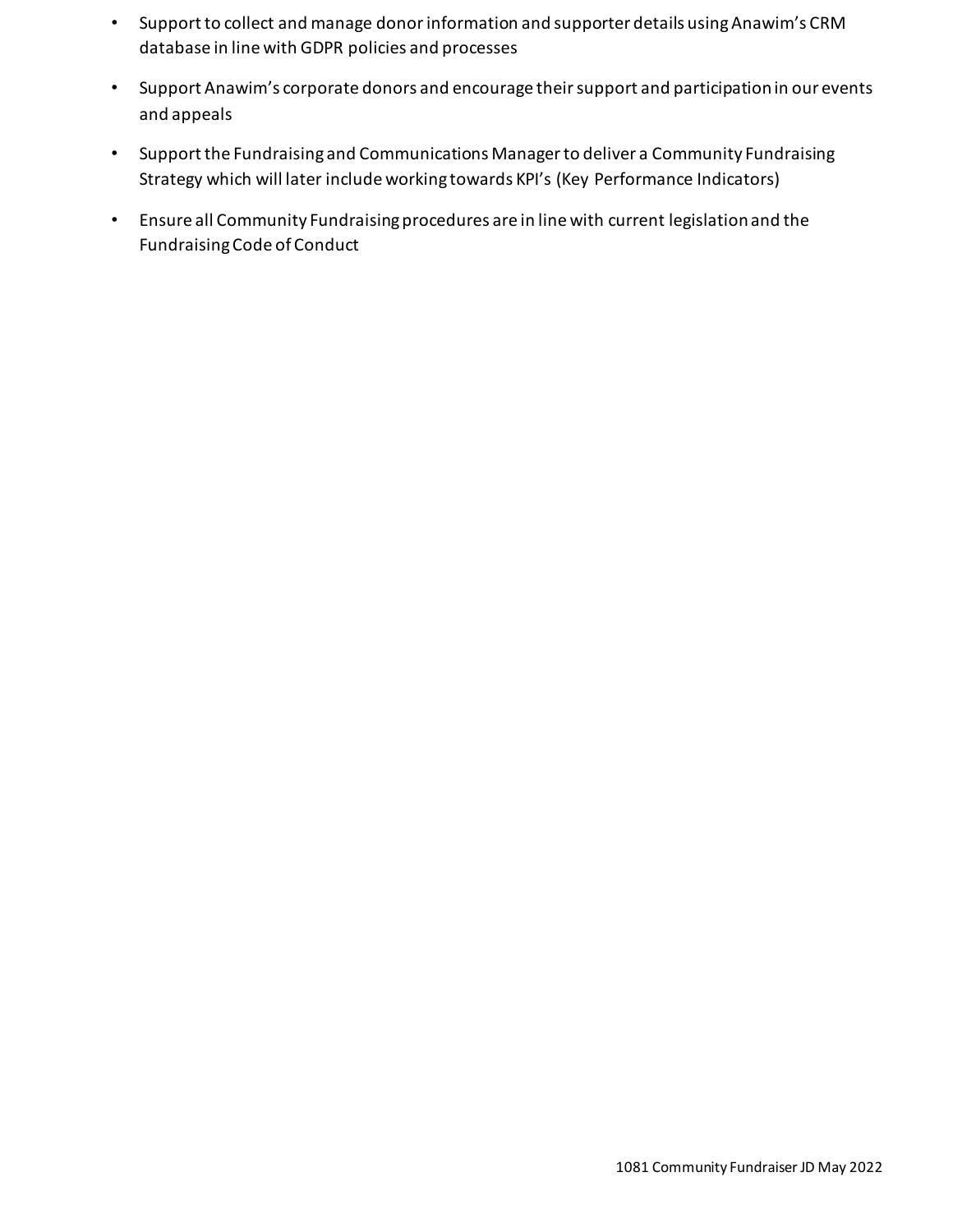- Support to collect and manage donor information and supporter details using Anawim's CRM database in line with GDPR policies and processes
- Support Anawim's corporate donors and encourage their support and participation in our events and appeals
- Support the Fundraising and Communications Manager to deliver a Community Fundraising Strategy which will later include working towards KPI's (Key Performance Indicators)
- Ensure all Community Fundraising procedures are in line with current legislation and the Fundraising Code of Conduct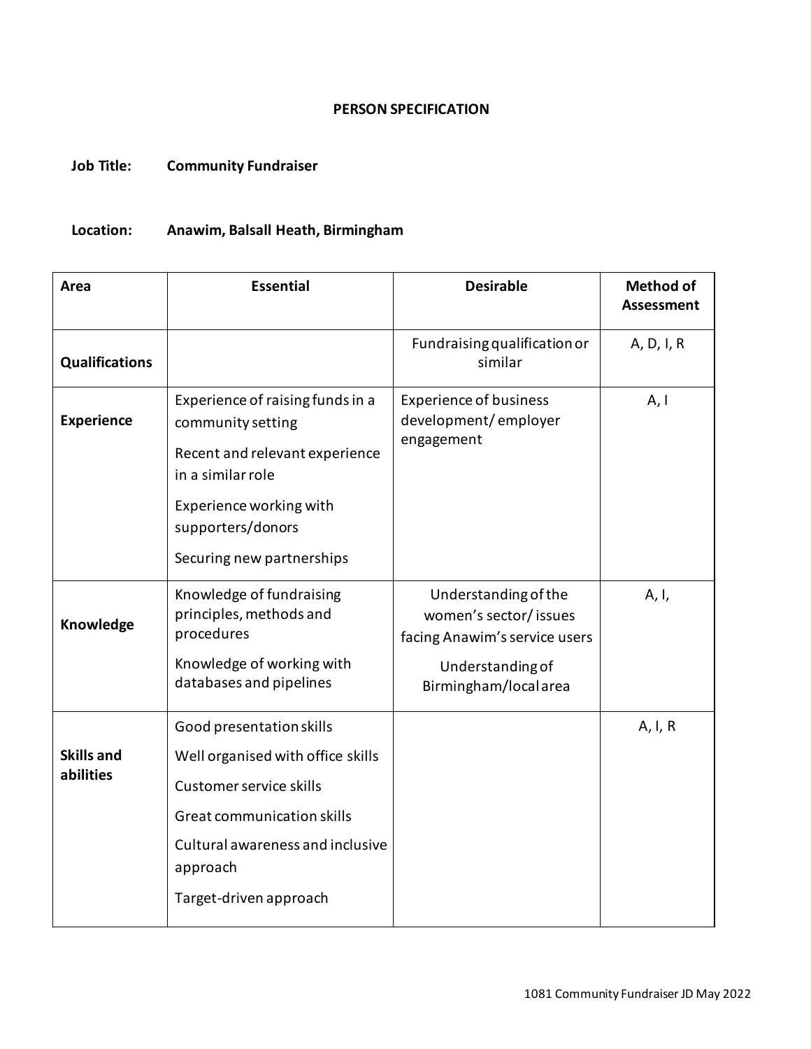# PERSON SPECIFICATION

**Job Title:** **Community Fundraiser**

**Location:** **Anawim, Balsall Heath, Birmingham**

| Area | Essential | Desirable | Method of Assessment |
|---|---|---|---|
| **Qualifications** | | Fundraising qualification or similar | A, D, I, R |
| **Experience** | Experience of raising funds in a community setting<br>Recent and relevant experience in a similar role<br>Experience working with supporters/donors<br>Securing new partnerships | Experience of business development/ employer engagement | A, I |
| **Knowledge** | Knowledge of fundraising principles, methods and procedures<br>Knowledge of working with databases and pipelines | Understanding of the women's sector/ issues facing Anawim's service users<br>Understanding of Birmingham/local area | A, I, |
| **Skills and abilities** | Good presentation skills<br>Well organised with office skills<br>Customer service skills<br>Great communication skills<br>Cultural awareness and inclusive approach<br>Target-driven approach | | A, I, R |

1081 Community Fundraiser JD May 2022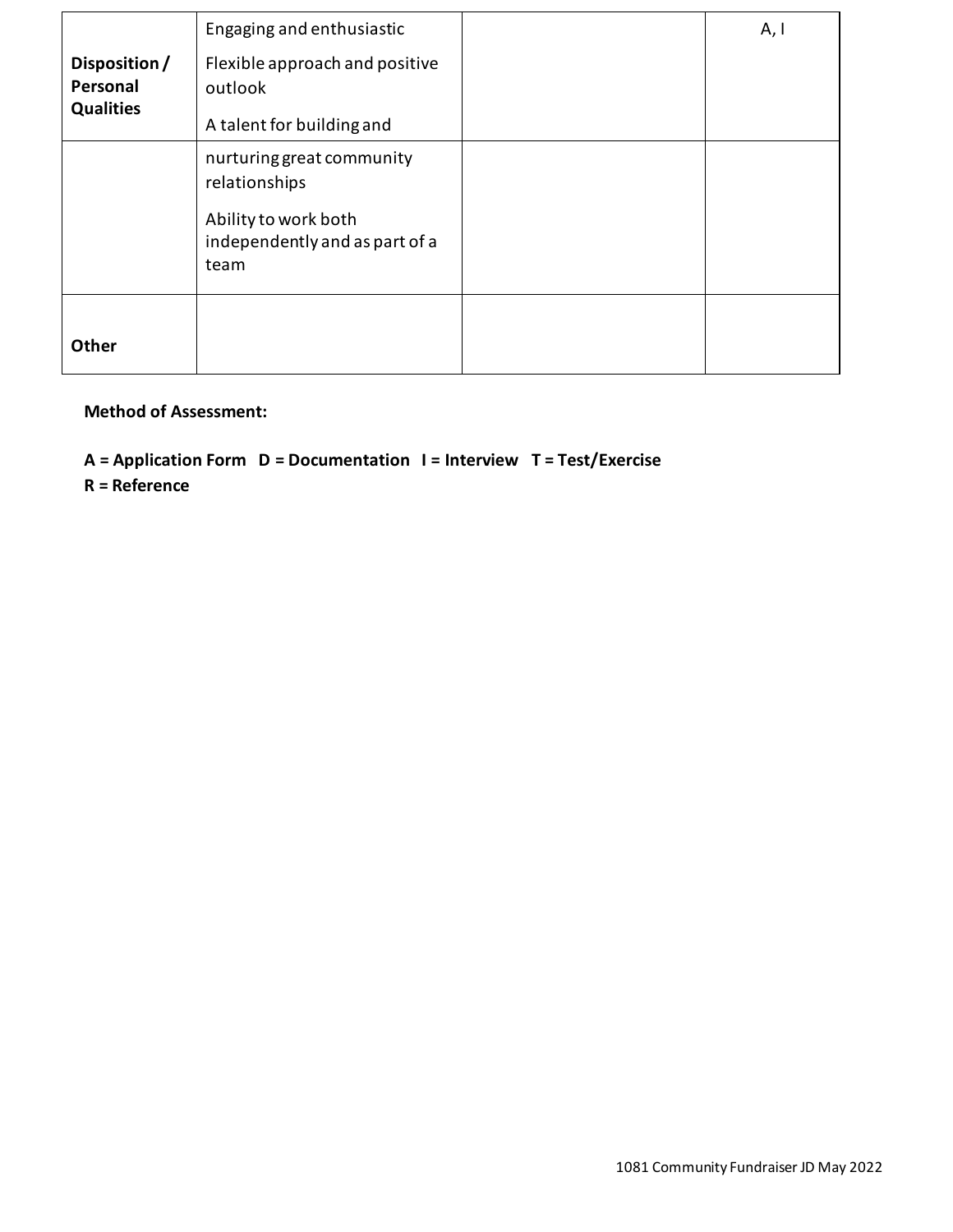| | | | |
|---|---|---|---|
| **Disposition / Personal Qualities** | Engaging and enthusiastic<br><br>Flexible approach and positive outlook<br><br>A talent for building and | | A, I |
| | nurturing great community relationships<br><br>Ability to work both independently and as part of a team | | |
| **Other** | | | |

**Method of Assessment:**

**A = Application Form D = Documentation I = Interview T = Test/Exercise**
**R = Reference**

1081 Community Fundraiser JD May 2022